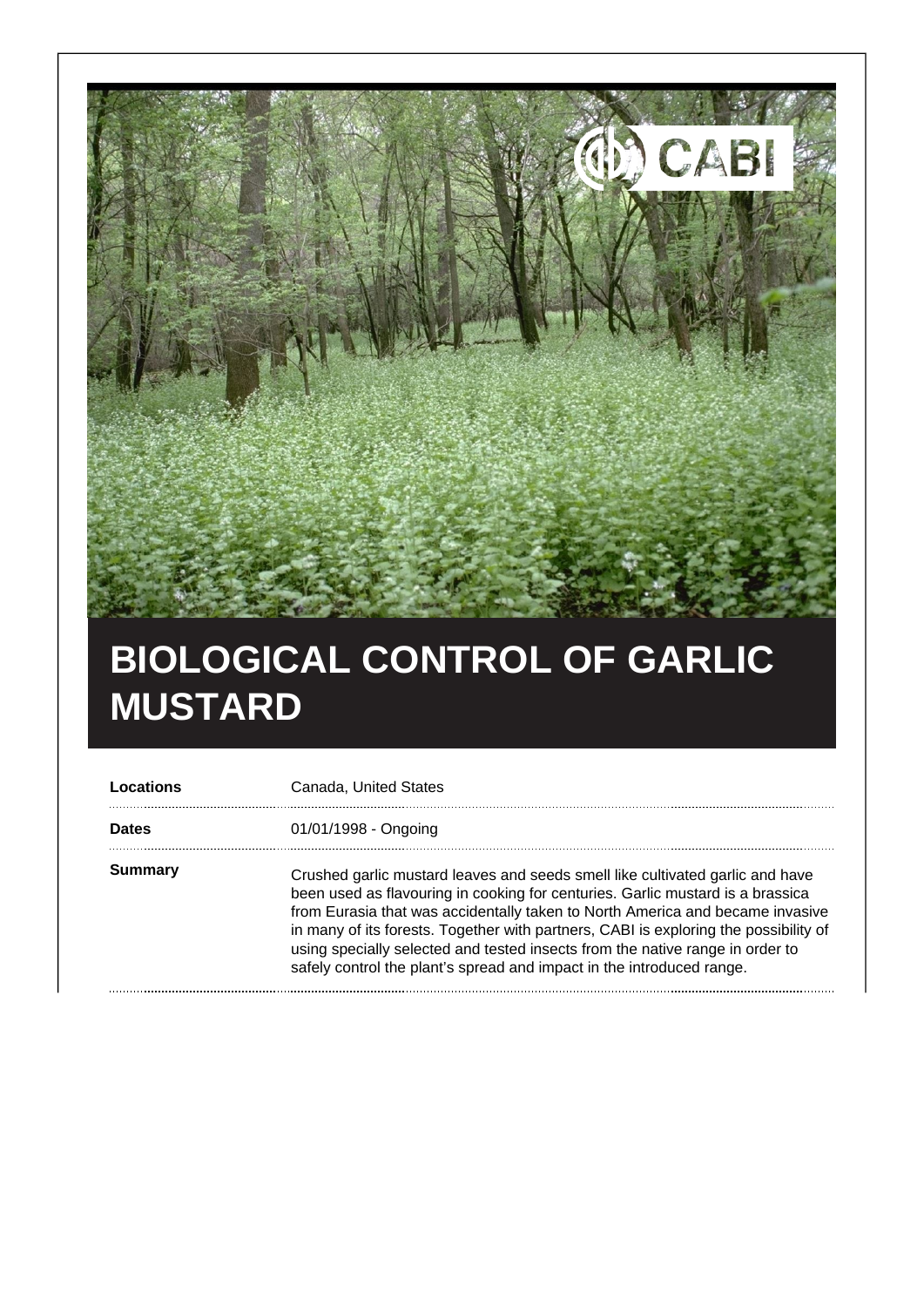# BIOLOGICAL CONTROL OF GARLIC MUSTARD

| | |
|---|---|
| **Locations** | Canada, United States |
| **Dates** | 01/01/1998 - Ongoing |
| **Summary** | Crushed garlic mustard leaves and seeds smell like cultivated garlic and have been used as flavouring in cooking for centuries. Garlic mustard is a brassica from Eurasia that was accidentally taken to North America and became invasive in many of its forests. Together with partners, CABI is exploring the possibility of using specially selected and tested insects from the native range in order to safely control the plant's spread and impact in the introduced range. |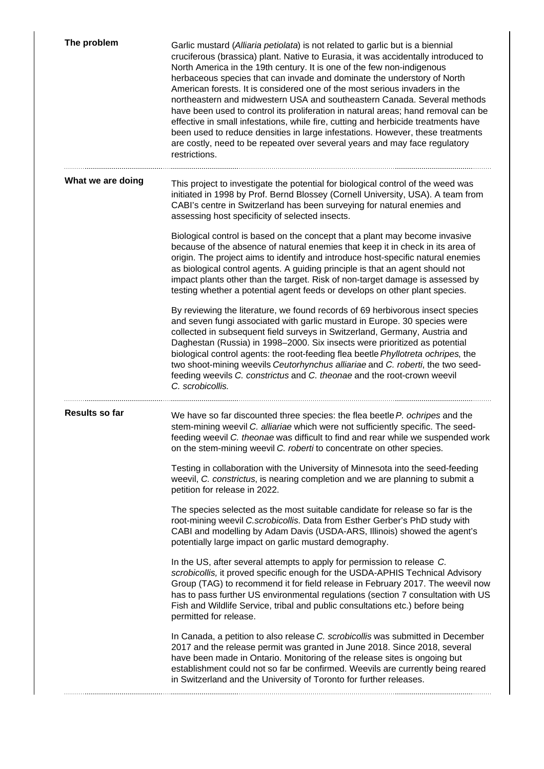## The problem

Garlic mustard (*Alliaria petiolata*) is not related to garlic but is a biennial cruciferous (brassica) plant. Native to Eurasia, it was accidentally introduced to North America in the 19th century. It is one of the few non-indigenous herbaceous species that can invade and dominate the understory of North American forests. It is considered one of the most serious invaders in the northeastern and midwestern USA and southeastern Canada. Several methods have been used to control its proliferation in natural areas; hand removal can be effective in small infestations, while fire, cutting and herbicide treatments have been used to reduce densities in large infestations. However, these treatments are costly, need to be repeated over several years and may face regulatory restrictions.

## What we are doing

This project to investigate the potential for biological control of the weed was initiated in 1998 by Prof. Bernd Blossey (Cornell University, USA). A team from CABI's centre in Switzerland has been surveying for natural enemies and assessing host specificity of selected insects.

Biological control is based on the concept that a plant may become invasive because of the absence of natural enemies that keep it in check in its area of origin. The project aims to identify and introduce host-specific natural enemies as biological control agents. A guiding principle is that an agent should not impact plants other than the target. Risk of non-target damage is assessed by testing whether a potential agent feeds or develops on other plant species.

By reviewing the literature, we found records of 69 herbivorous insect species and seven fungi associated with garlic mustard in Europe. 30 species were collected in subsequent field surveys in Switzerland, Germany, Austria and Daghestan (Russia) in 1998–2000. Six insects were prioritized as potential biological control agents: the root-feeding flea beetle *Phyllotreta ochripes*, the two shoot-mining weevils *Ceutorhynchus alliariae* and *C. roberti*, the two seed-feeding weevils *C. constrictus* and *C. theonae* and the root-crown weevil *C. scrobicollis.*

## Results so far

We have so far discounted three species: the flea beetle *P. ochripes* and the stem-mining weevil *C. alliariae* which were not sufficiently specific. The seed-feeding weevil *C. theonae* was difficult to find and rear while we suspended work on the stem-mining weevil *C. roberti* to concentrate on other species.

Testing in collaboration with the University of Minnesota into the seed-feeding weevil, *C. constrictus*, is nearing completion and we are planning to submit a petition for release in 2022.

The species selected as the most suitable candidate for release so far is the root-mining weevil *C.scrobicollis*. Data from Esther Gerber's PhD study with CABI and modelling by Adam Davis (USDA-ARS, Illinois) showed the agent's potentially large impact on garlic mustard demography.

In the US, after several attempts to apply for permission to release *C. scrobicollis,* it proved specific enough for the USDA-APHIS Technical Advisory Group (TAG) to recommend it for field release in February 2017. The weevil now has to pass further US environmental regulations (section 7 consultation with US Fish and Wildlife Service, tribal and public consultations etc.) before being permitted for release.

In Canada, a petition to also release *C. scrobicollis* was submitted in December 2017 and the release permit was granted in June 2018. Since 2018, several have been made in Ontario. Monitoring of the release sites is ongoing but establishment could not so far be confirmed. Weevils are currently being reared in Switzerland and the University of Toronto for further releases.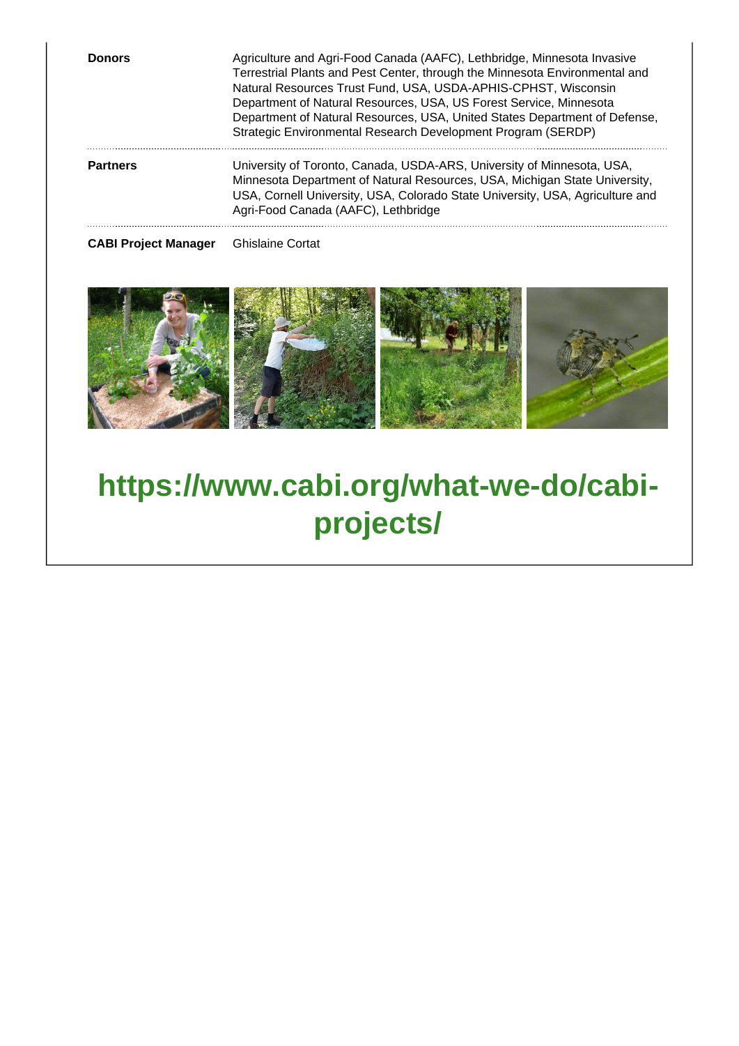| | |
|---|---|
| **Donors** | Agriculture and Agri-Food Canada (AAFC), Lethbridge, Minnesota Invasive Terrestrial Plants and Pest Center, through the Minnesota Environmental and Natural Resources Trust Fund, USA, USDA-APHIS-CPHST, Wisconsin Department of Natural Resources, USA, US Forest Service, Minnesota Department of Natural Resources, USA, United States Department of Defense, Strategic Environmental Research Development Program (SERDP) |
| **Partners** | University of Toronto, Canada, USDA-ARS, University of Minnesota, USA, Minnesota Department of Natural Resources, USA, Michigan State University, USA, Cornell University, USA, Colorado State University, USA, Agriculture and Agri-Food Canada (AAFC), Lethbridge |
| **CABI Project Manager** | Ghislaine Cortat |

## https://www.cabi.org/what-we-do/cabi-projects/